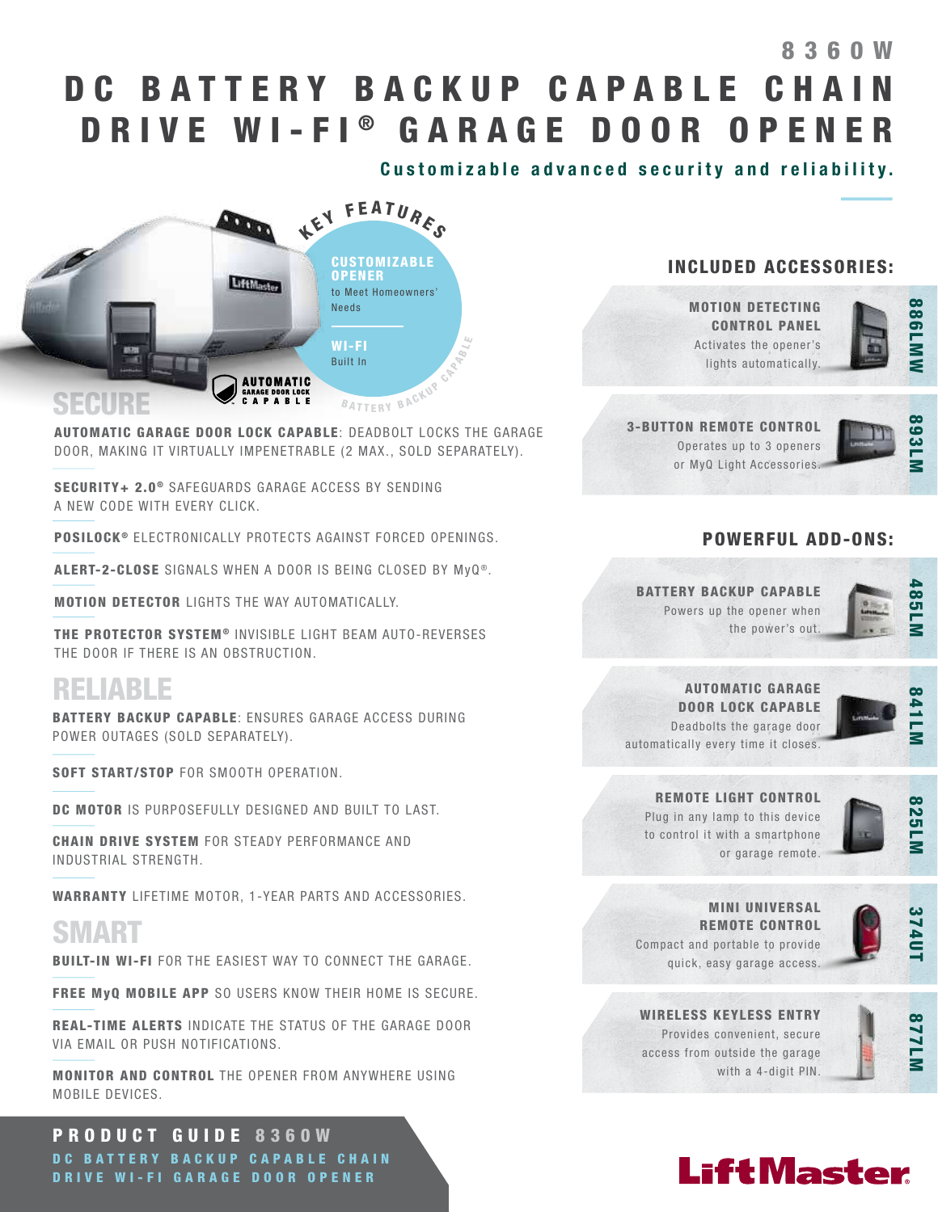8360W

# DC BATTERY BACKUP CAPABLE CHAIN DRIVE WI-FI® GARAGE DOOR OPENER

**Customizable advanced security and reliability.**

## KEY FEATURES

**CUSTOMIZABLE OPENER** to Meet Homeowners' Needs

**WI-FI** Built In

BATTERY BACKUP CAPABLE

AUTOMATIC GARAGE DOOR LOCK CAPABLE

## SECURE

**AUTOMATIC GARAGE DOOR LOCK CAPABLE**: DEADBOLT LOCKS THE GARAGE DOOR, MAKING IT VIRTUALLY IMPENETRABLE (2 MAX., SOLD SEPARATELY).

**SECURITY+ 2.0®** SAFEGUARDS GARAGE ACCESS BY SENDING A NEW CODE WITH EVERY CLICK.

**POSILOCK®** ELECTRONICALLY PROTECTS AGAINST FORCED OPENINGS.

**ALERT-2-CLOSE** SIGNALS WHEN A DOOR IS BEING CLOSED BY MyQ®.

**MOTION DETECTOR** LIGHTS THE WAY AUTOMATICALLY.

**THE PROTECTOR SYSTEM®** INVISIBLE LIGHT BEAM AUTO-REVERSES THE DOOR IF THERE IS AN OBSTRUCTION.

## RELIABLE

**BATTERY BACKUP CAPABLE**: ENSURES GARAGE ACCESS DURING POWER OUTAGES (SOLD SEPARATELY).

**SOFT START/STOP** FOR SMOOTH OPERATION.

**DC MOTOR** IS PURPOSEFULLY DESIGNED AND BUILT TO LAST.

**CHAIN DRIVE SYSTEM** FOR STEADY PERFORMANCE AND INDUSTRIAL STRENGTH.

**WARRANTY** LIFETIME MOTOR, 1-YEAR PARTS AND ACCESSORIES.

## SMART

**BUILT-IN WI-FI** FOR THE EASIEST WAY TO CONNECT THE GARAGE.

**FREE MyQ MOBILE APP** SO USERS KNOW THEIR HOME IS SECURE.

**REAL-TIME ALERTS** INDICATE THE STATUS OF THE GARAGE DOOR VIA EMAIL OR PUSH NOTIFICATIONS.

**MONITOR AND CONTROL** THE OPENER FROM ANYWHERE USING MOBILE DEVICES.

## INCLUDED ACCESSORIES:

**MOTION DETECTING CONTROL PANEL** — 886LMW
Activates the opener's lights automatically.

**3-BUTTON REMOTE CONTROL** — 893LM
Operates up to 3 openers or MyQ Light Accessories.

## POWERFUL ADD-ONS:

**BATTERY BACKUP CAPABLE** — 485LM
Powers up the opener when the power's out.

**AUTOMATIC GARAGE DOOR LOCK CAPABLE** — 841LM
Deadbolts the garage door automatically every time it closes.

**REMOTE LIGHT CONTROL** — 825LM
Plug in any lamp to this device to control it with a smartphone or garage remote.

**MINI UNIVERSAL REMOTE CONTROL** — 374UT
Compact and portable to provide quick, easy garage access.

**WIRELESS KEYLESS ENTRY** — 877LM
Provides convenient, secure access from outside the garage with a 4-digit PIN.

**PRODUCT GUIDE 8360W**
DC BATTERY BACKUP CAPABLE CHAIN DRIVE WI-FI GARAGE DOOR OPENER

LiftMaster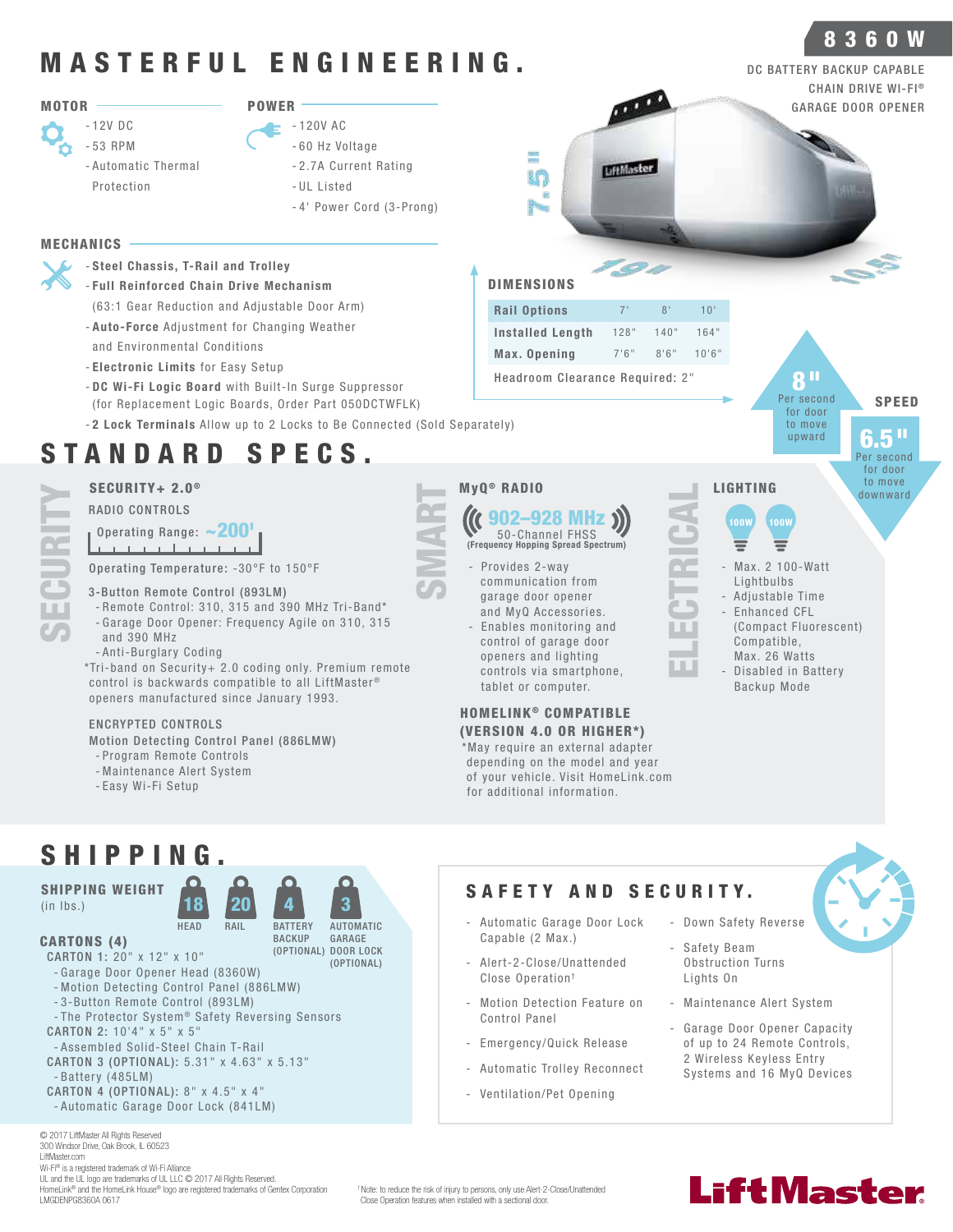# MASTERFUL ENGINEERING.

**8360W**

DC BATTERY BACKUP CAPABLE CHAIN DRIVE WI-FI® GARAGE DOOR OPENER

### MOTOR

- 12V DC
- 53 RPM
- Automatic Thermal Protection

### POWER

- 120V AC
- 60 Hz Voltage
- 2.7A Current Rating
- UL Listed
- 4' Power Cord (3-Prong)

### MECHANICS

- **Steel Chassis, T-Rail and Trolley**
- **Full Reinforced Chain Drive Mechanism** (63:1 Gear Reduction and Adjustable Door Arm)
- **Auto-Force** Adjustment for Changing Weather and Environmental Conditions
- **Electronic Limits** for Easy Setup
- **DC Wi-Fi Logic Board** with Built-In Surge Suppressor (for Replacement Logic Boards, Order Part 050DCTWFLK)
- **2 Lock Terminals** Allow up to 2 Locks to Be Connected (Sold Separately)

7.5"

19"

10.5"

### DIMENSIONS

| Rail Options | 7' | 8' | 10' |
|---|---|---|---|
| Installed Length | 128" | 140" | 164" |
| Max. Opening | 7'6" | 8'6" | 10'6" |

Headroom Clearance Required: 2"

### SPEED

**8"** Per second for door to move upward

**6.5"** Per second for door to move downward

# STANDARD SPECS.

## SECURITY

### SECURITY+ 2.0®

RADIO CONTROLS

Operating Range: ~200'

Operating Temperature: -30°F to 150°F

3-Button Remote Control (893LM)

- Remote Control: 310, 315 and 390 MHz Tri-Band*
- Garage Door Opener: Frequency Agile on 310, 315 and 390 MHz
- Anti-Burglary Coding

*Tri-band on Security+ 2.0 coding only. Premium remote control is backwards compatible to all LiftMaster® openers manufactured since January 1993.

ENCRYPTED CONTROLS

Motion Detecting Control Panel (886LMW)

- Program Remote Controls
- Maintenance Alert System
- Easy Wi-Fi Setup

## SMART

### MyQ® RADIO

902–928 MHz

50-Channel FHSS (Frequency Hopping Spread Spectrum)

- Provides 2-way communication from garage door opener and MyQ Accessories.
- Enables monitoring and control of garage door openers and lighting controls via smartphone, tablet or computer.

### HOMELINK® COMPATIBLE (VERSION 4.0 OR HIGHER*)

*May require an external adapter depending on the model and year of your vehicle. Visit HomeLink.com for additional information.

## ELECTRICAL

### LIGHTING

100W 100W

- Max. 2 100-Watt Lightbulbs
- Adjustable Time
- Enhanced CFL (Compact Fluorescent) Compatible, Max. 26 Watts
- Disabled in Battery Backup Mode

# SHIPPING.

### SHIPPING WEIGHT (in lbs.)

| HEAD | RAIL | BATTERY BACKUP (OPTIONAL) | AUTOMATIC GARAGE DOOR LOCK (OPTIONAL) |
|---|---|---|---|
| 18 | 20 | 4 | 3 |

### CARTONS (4)

CARTON 1: 20" x 12" x 10"

- Garage Door Opener Head (8360W)
- Motion Detecting Control Panel (886LMW)
- 3-Button Remote Control (893LM)
- The Protector System® Safety Reversing Sensors

CARTON 2: 10'4" x 5" x 5"

- Assembled Solid-Steel Chain T-Rail

CARTON 3 (OPTIONAL): 5.31" x 4.63" x 5.13"

- Battery (485LM)

CARTON 4 (OPTIONAL): 8" x 4.5" x 4"

- Automatic Garage Door Lock (841LM)

# SAFETY AND SECURITY.

- Automatic Garage Door Lock Capable (2 Max.)
- Alert-2-Close/Unattended Close Operation†
- Motion Detection Feature on Control Panel
- Emergency/Quick Release
- Automatic Trolley Reconnect
- Ventilation/Pet Opening
- Down Safety Reverse
- Safety Beam Obstruction Turns Lights On
- Maintenance Alert System
- Garage Door Opener Capacity of up to 24 Remote Controls, 2 Wireless Keyless Entry Systems and 16 MyQ Devices

© 2017 LiftMaster All Rights Reserved
300 Windsor Drive, Oak Brook, IL 60523
LiftMaster.com
Wi-Fi® is a registered trademark of Wi-Fi Alliance
UL and the UL logo are trademarks of UL LLC © 2017 All Rights Reserved.
HomeLink® and the HomeLink House® logo are registered trademarks of Gentex Corporation
LMGDENPG8360A 0617

†Note: to reduce the risk of injury to persons, only use Alert-2-Close/Unattended Close Operation features when installed with a sectional door.

LiftMaster